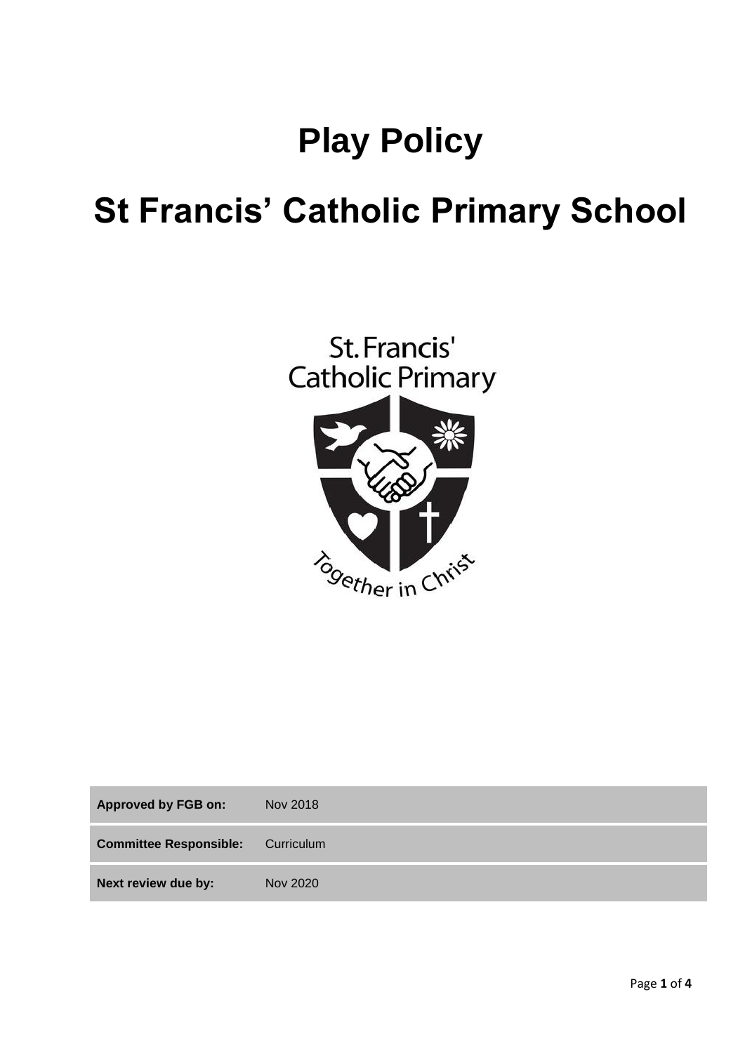# Play Policy

# St Francis' Catholic Primary School

| Approved by FGB on: | Nov 2018 |
|---|---|
| Committee Responsible: | Curriculum |
| Next review due by: | Nov 2020 |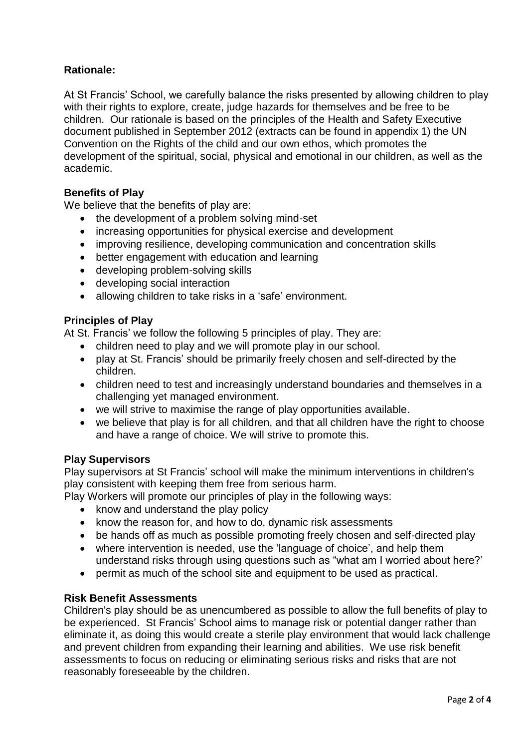**Rationale:**

At St Francis' School, we carefully balance the risks presented by allowing children to play with their rights to explore, create, judge hazards for themselves and be free to be children. Our rationale is based on the principles of the Health and Safety Executive document published in September 2012 (extracts can be found in appendix 1) the UN Convention on the Rights of the child and our own ethos, which promotes the development of the spiritual, social, physical and emotional in our children, as well as the academic.

**Benefits of Play**

We believe that the benefits of play are:

- the development of a problem solving mind-set
- increasing opportunities for physical exercise and development
- improving resilience, developing communication and concentration skills
- better engagement with education and learning
- developing problem-solving skills
- developing social interaction
- allowing children to take risks in a 'safe' environment.

**Principles of Play**

At St. Francis' we follow the following 5 principles of play. They are:

- children need to play and we will promote play in our school.
- play at St. Francis' should be primarily freely chosen and self-directed by the children.
- children need to test and increasingly understand boundaries and themselves in a challenging yet managed environment.
- we will strive to maximise the range of play opportunities available.
- we believe that play is for all children, and that all children have the right to choose and have a range of choice. We will strive to promote this.

**Play Supervisors**

Play supervisors at St Francis' school will make the minimum interventions in children's play consistent with keeping them free from serious harm.

Play Workers will promote our principles of play in the following ways:

- know and understand the play policy
- know the reason for, and how to do, dynamic risk assessments
- be hands off as much as possible promoting freely chosen and self-directed play
- where intervention is needed, use the 'language of choice', and help them understand risks through using questions such as "what am I worried about here?'
- permit as much of the school site and equipment to be used as practical.

**Risk Benefit Assessments**

Children's play should be as unencumbered as possible to allow the full benefits of play to be experienced. St Francis' School aims to manage risk or potential danger rather than eliminate it, as doing this would create a sterile play environment that would lack challenge and prevent children from expanding their learning and abilities. We use risk benefit assessments to focus on reducing or eliminating serious risks and risks that are not reasonably foreseeable by the children.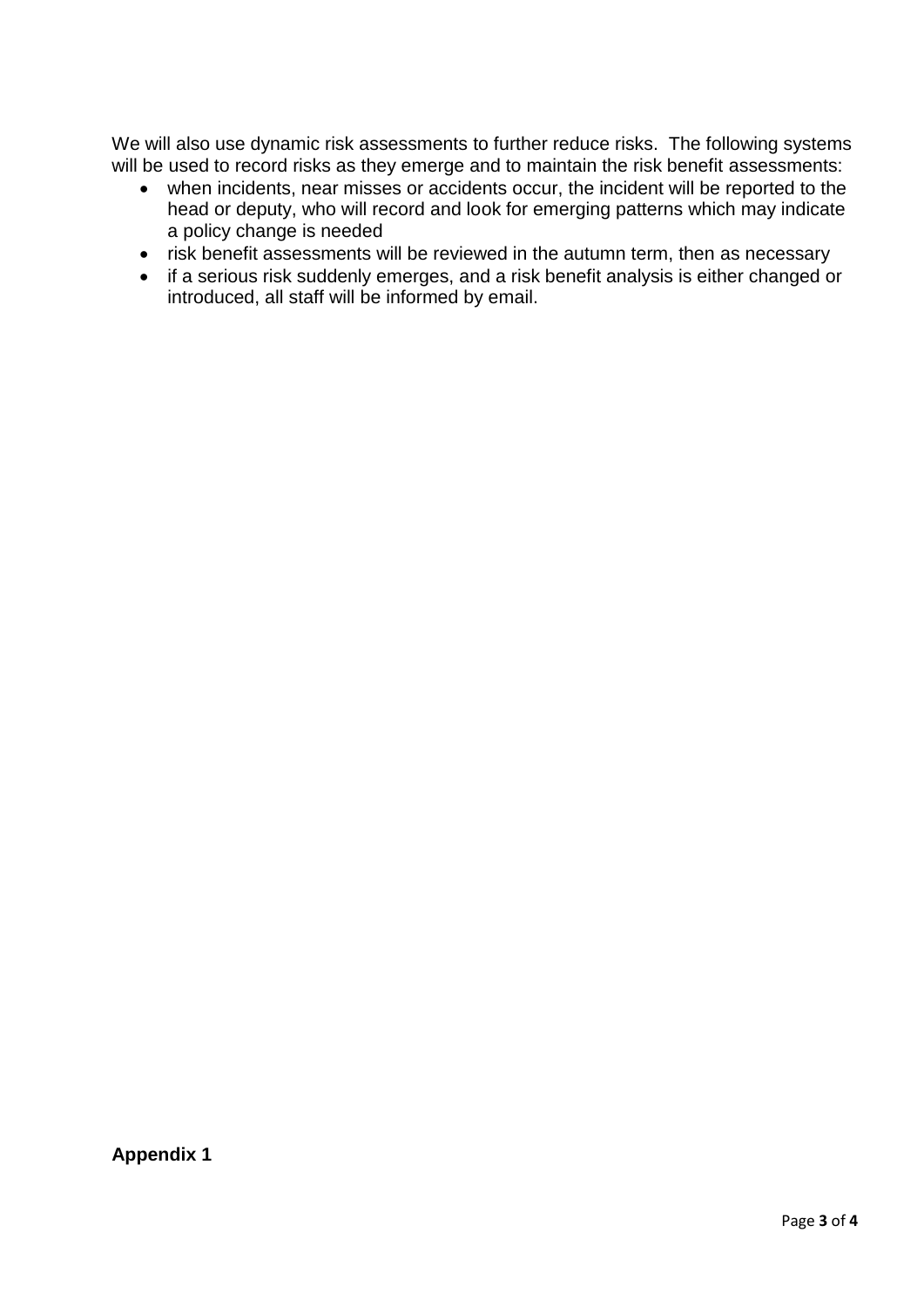We will also use dynamic risk assessments to further reduce risks. The following systems will be used to record risks as they emerge and to maintain the risk benefit assessments:

- when incidents, near misses or accidents occur, the incident will be reported to the head or deputy, who will record and look for emerging patterns which may indicate a policy change is needed
- risk benefit assessments will be reviewed in the autumn term, then as necessary
- if a serious risk suddenly emerges, and a risk benefit analysis is either changed or introduced, all staff will be informed by email.

**Appendix 1**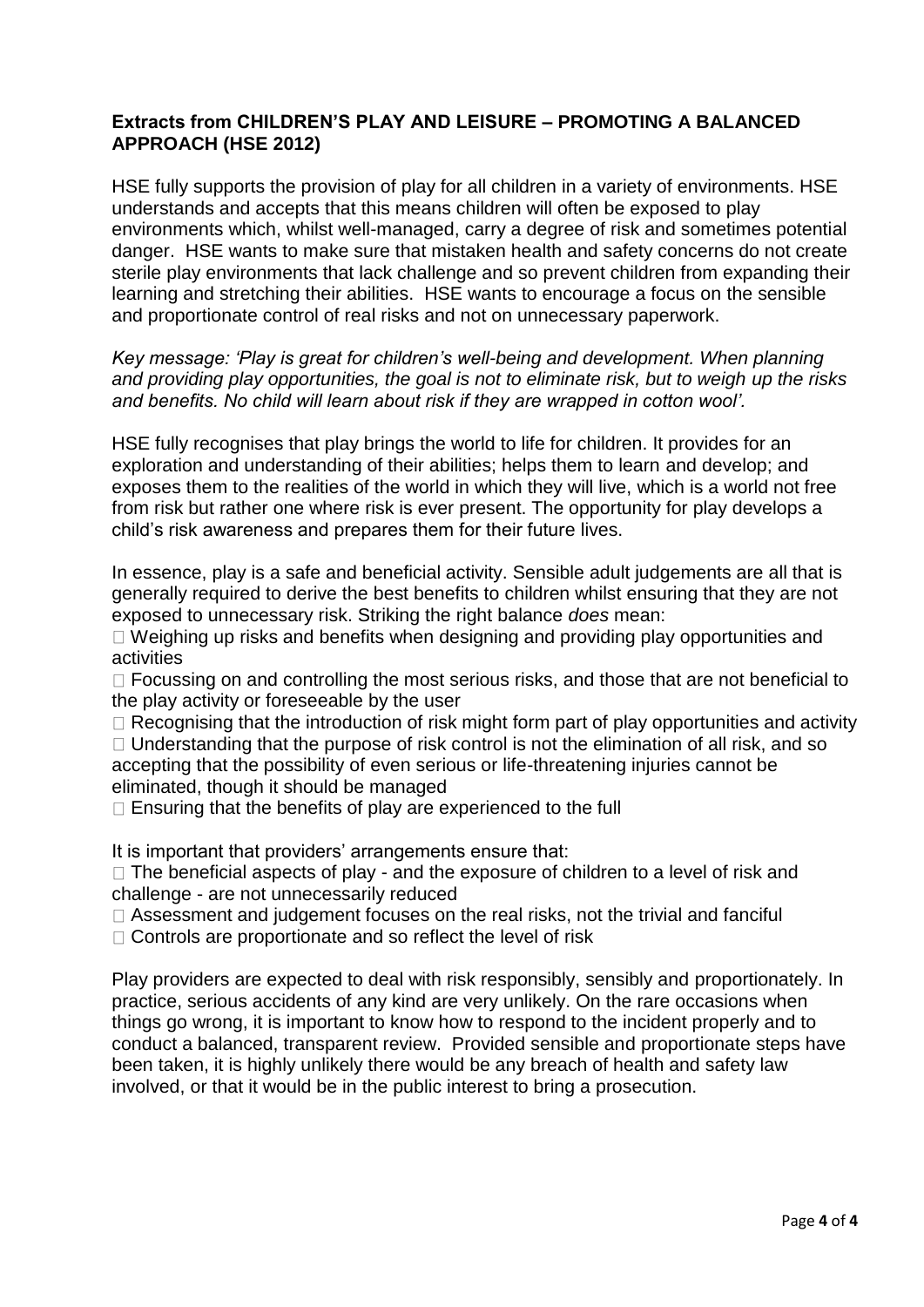### Extracts from CHILDREN'S PLAY AND LEISURE – PROMOTING A BALANCED APPROACH (HSE 2012)

HSE fully supports the provision of play for all children in a variety of environments. HSE understands and accepts that this means children will often be exposed to play environments which, whilst well-managed, carry a degree of risk and sometimes potential danger. HSE wants to make sure that mistaken health and safety concerns do not create sterile play environments that lack challenge and so prevent children from expanding their learning and stretching their abilities. HSE wants to encourage a focus on the sensible and proportionate control of real risks and not on unnecessary paperwork.

*Key message: 'Play is great for children's well-being and development. When planning and providing play opportunities, the goal is not to eliminate risk, but to weigh up the risks and benefits. No child will learn about risk if they are wrapped in cotton wool'.*

HSE fully recognises that play brings the world to life for children. It provides for an exploration and understanding of their abilities; helps them to learn and develop; and exposes them to the realities of the world in which they will live, which is a world not free from risk but rather one where risk is ever present. The opportunity for play develops a child's risk awareness and prepares them for their future lives.

In essence, play is a safe and beneficial activity. Sensible adult judgements are all that is generally required to derive the best benefits to children whilst ensuring that they are not exposed to unnecessary risk. Striking the right balance *does* mean:

- Weighing up risks and benefits when designing and providing play opportunities and activities
- Focussing on and controlling the most serious risks, and those that are not beneficial to the play activity or foreseeable by the user
- Recognising that the introduction of risk might form part of play opportunities and activity
- Understanding that the purpose of risk control is not the elimination of all risk, and so accepting that the possibility of even serious or life-threatening injuries cannot be eliminated, though it should be managed
- Ensuring that the benefits of play are experienced to the full

It is important that providers' arrangements ensure that:

- The beneficial aspects of play - and the exposure of children to a level of risk and challenge - are not unnecessarily reduced
- Assessment and judgement focuses on the real risks, not the trivial and fanciful
- Controls are proportionate and so reflect the level of risk

Play providers are expected to deal with risk responsibly, sensibly and proportionately. In practice, serious accidents of any kind are very unlikely. On the rare occasions when things go wrong, it is important to know how to respond to the incident properly and to conduct a balanced, transparent review. Provided sensible and proportionate steps have been taken, it is highly unlikely there would be any breach of health and safety law involved, or that it would be in the public interest to bring a prosecution.